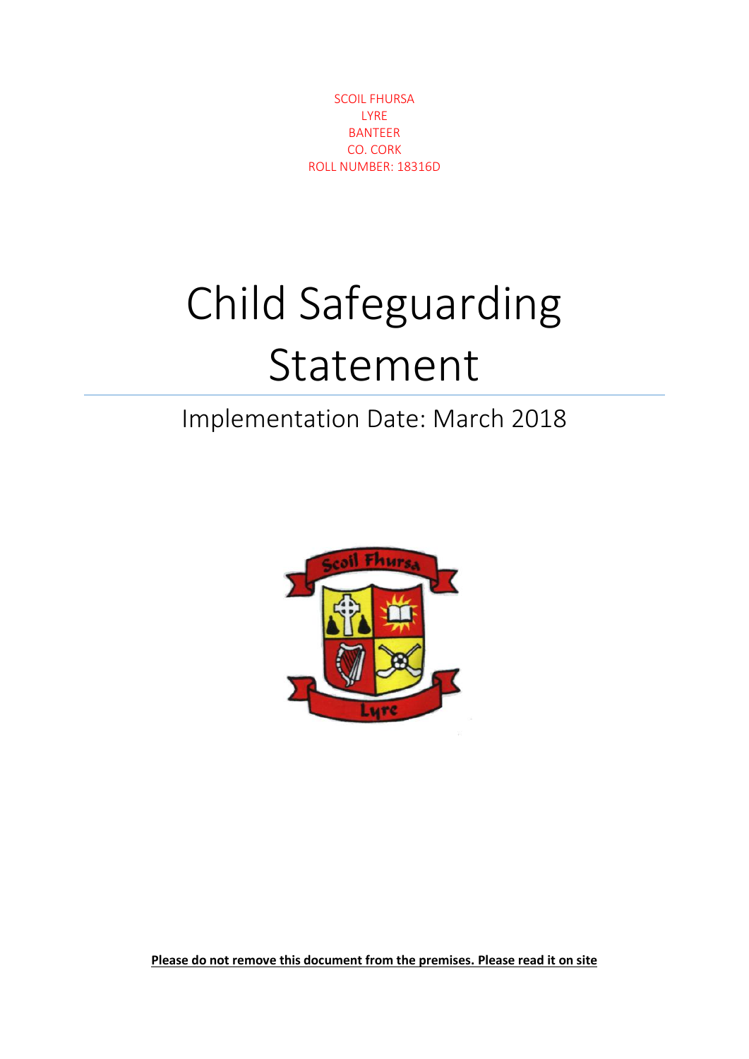SCOIL FHURSA
LYRE
BANTEER
CO. CORK
ROLL NUMBER: 18316D

# Child Safeguarding Statement

## Implementation Date: March 2018

**Please do not remove this document from the premises. Please read it on site**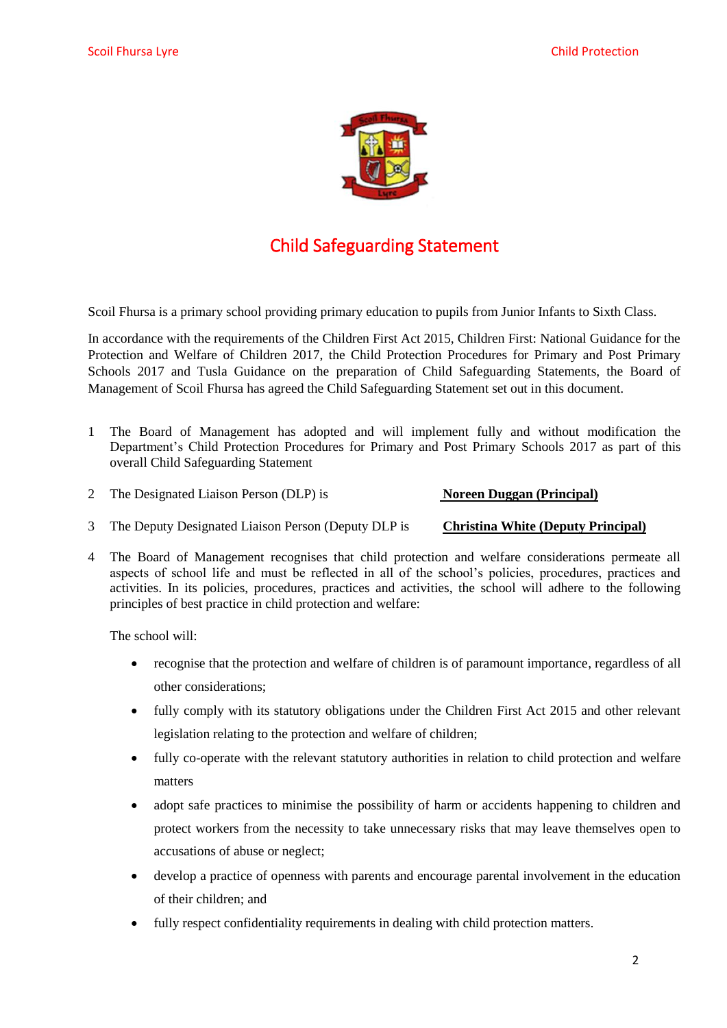# Child Safeguarding Statement

Scoil Fhursa is a primary school providing primary education to pupils from Junior Infants to Sixth Class.

In accordance with the requirements of the Children First Act 2015, Children First: National Guidance for the Protection and Welfare of Children 2017, the Child Protection Procedures for Primary and Post Primary Schools 2017 and Tusla Guidance on the preparation of Child Safeguarding Statements, the Board of Management of Scoil Fhursa has agreed the Child Safeguarding Statement set out in this document.

1. The Board of Management has adopted and will implement fully and without modification the Department's Child Protection Procedures for Primary and Post Primary Schools 2017 as part of this overall Child Safeguarding Statement

2. The Designated Liaison Person (DLP) is **Noreen Duggan (Principal)**

3. The Deputy Designated Liaison Person (Deputy DLP is **Christina White (Deputy Principal)**

4. The Board of Management recognises that child protection and welfare considerations permeate all aspects of school life and must be reflected in all of the school's policies, procedures, practices and activities. In its policies, procedures, practices and activities, the school will adhere to the following principles of best practice in child protection and welfare:

   The school will:

   - recognise that the protection and welfare of children is of paramount importance, regardless of all other considerations;
   - fully comply with its statutory obligations under the Children First Act 2015 and other relevant legislation relating to the protection and welfare of children;
   - fully co-operate with the relevant statutory authorities in relation to child protection and welfare matters
   - adopt safe practices to minimise the possibility of harm or accidents happening to children and protect workers from the necessity to take unnecessary risks that may leave themselves open to accusations of abuse or neglect;
   - develop a practice of openness with parents and encourage parental involvement in the education of their children; and
   - fully respect confidentiality requirements in dealing with child protection matters.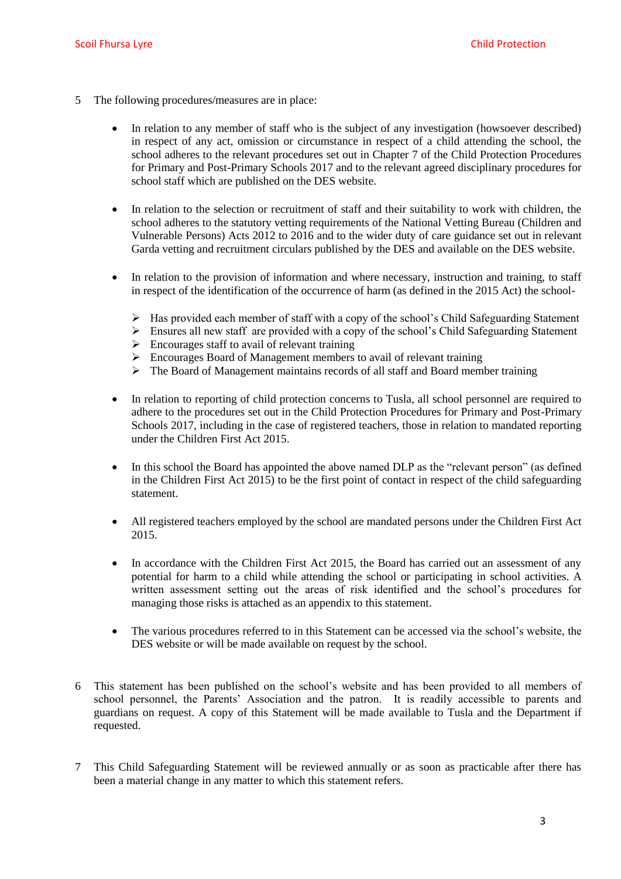5 The following procedures/measures are in place:

- In relation to any member of staff who is the subject of any investigation (howsoever described) in respect of any act, omission or circumstance in respect of a child attending the school, the school adheres to the relevant procedures set out in Chapter 7 of the Child Protection Procedures for Primary and Post-Primary Schools 2017 and to the relevant agreed disciplinary procedures for school staff which are published on the DES website.

- In relation to the selection or recruitment of staff and their suitability to work with children, the school adheres to the statutory vetting requirements of the National Vetting Bureau (Children and Vulnerable Persons) Acts 2012 to 2016 and to the wider duty of care guidance set out in relevant Garda vetting and recruitment circulars published by the DES and available on the DES website.

- In relation to the provision of information and where necessary, instruction and training, to staff in respect of the identification of the occurrence of harm (as defined in the 2015 Act) the school-
  - Has provided each member of staff with a copy of the school's Child Safeguarding Statement
  - Ensures all new staff are provided with a copy of the school's Child Safeguarding Statement
  - Encourages staff to avail of relevant training
  - Encourages Board of Management members to avail of relevant training
  - The Board of Management maintains records of all staff and Board member training

- In relation to reporting of child protection concerns to Tusla, all school personnel are required to adhere to the procedures set out in the Child Protection Procedures for Primary and Post-Primary Schools 2017, including in the case of registered teachers, those in relation to mandated reporting under the Children First Act 2015.

- In this school the Board has appointed the above named DLP as the "relevant person" (as defined in the Children First Act 2015) to be the first point of contact in respect of the child safeguarding statement.

- All registered teachers employed by the school are mandated persons under the Children First Act 2015.

- In accordance with the Children First Act 2015, the Board has carried out an assessment of any potential for harm to a child while attending the school or participating in school activities. A written assessment setting out the areas of risk identified and the school's procedures for managing those risks is attached as an appendix to this statement.

- The various procedures referred to in this Statement can be accessed via the school's website, the DES website or will be made available on request by the school.

6 This statement has been published on the school's website and has been provided to all members of school personnel, the Parents' Association and the patron. It is readily accessible to parents and guardians on request. A copy of this Statement will be made available to Tusla and the Department if requested.

7 This Child Safeguarding Statement will be reviewed annually or as soon as practicable after there has been a material change in any matter to which this statement refers.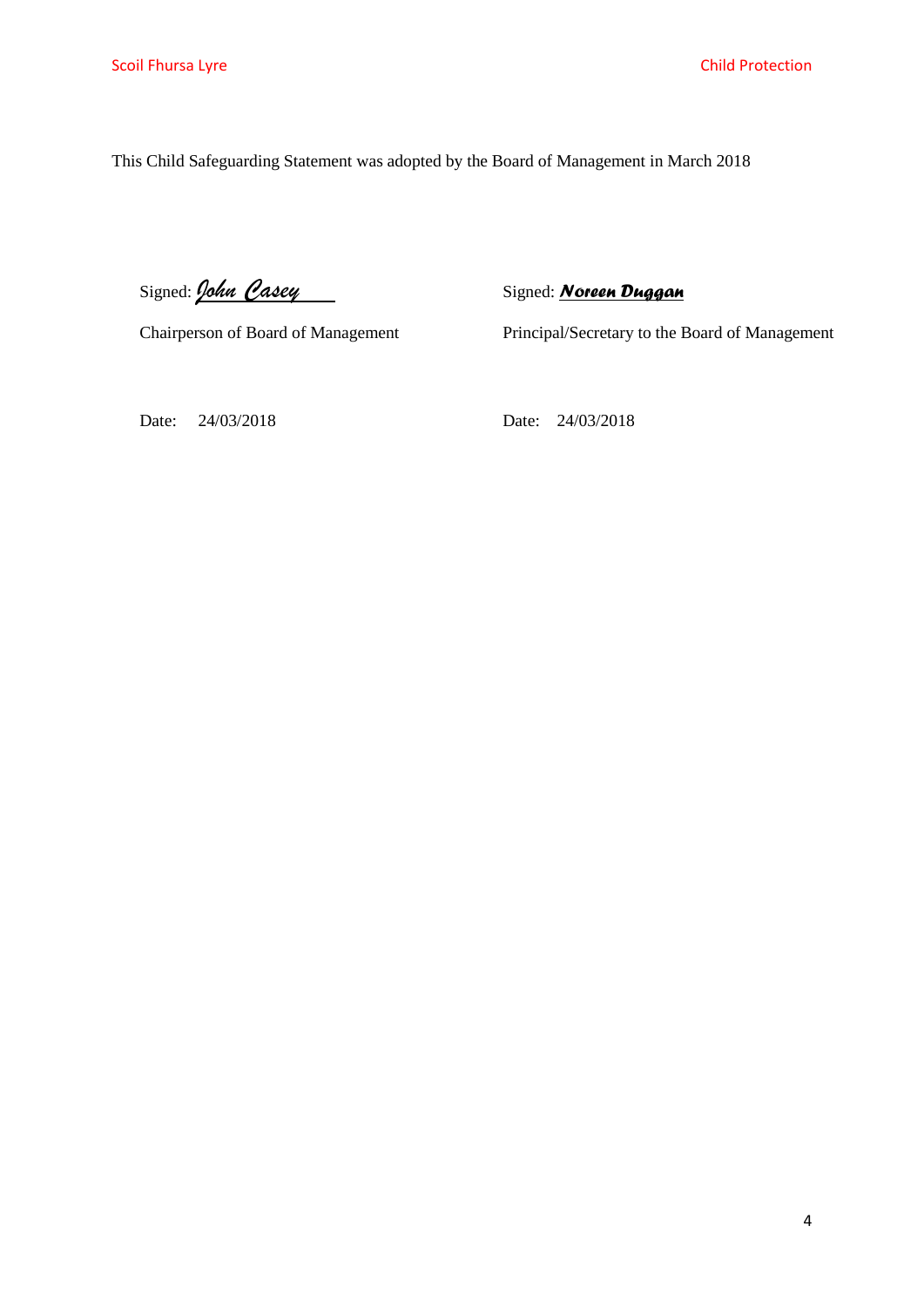This Child Safeguarding Statement was adopted by the Board of Management in March 2018

| | |
|---|---|
| Signed: *John Casey* | Signed: ***Noreen Duggan*** |
| Chairperson of Board of Management | Principal/Secretary to the Board of Management |
| Date: 24/03/2018 | Date: 24/03/2018 |